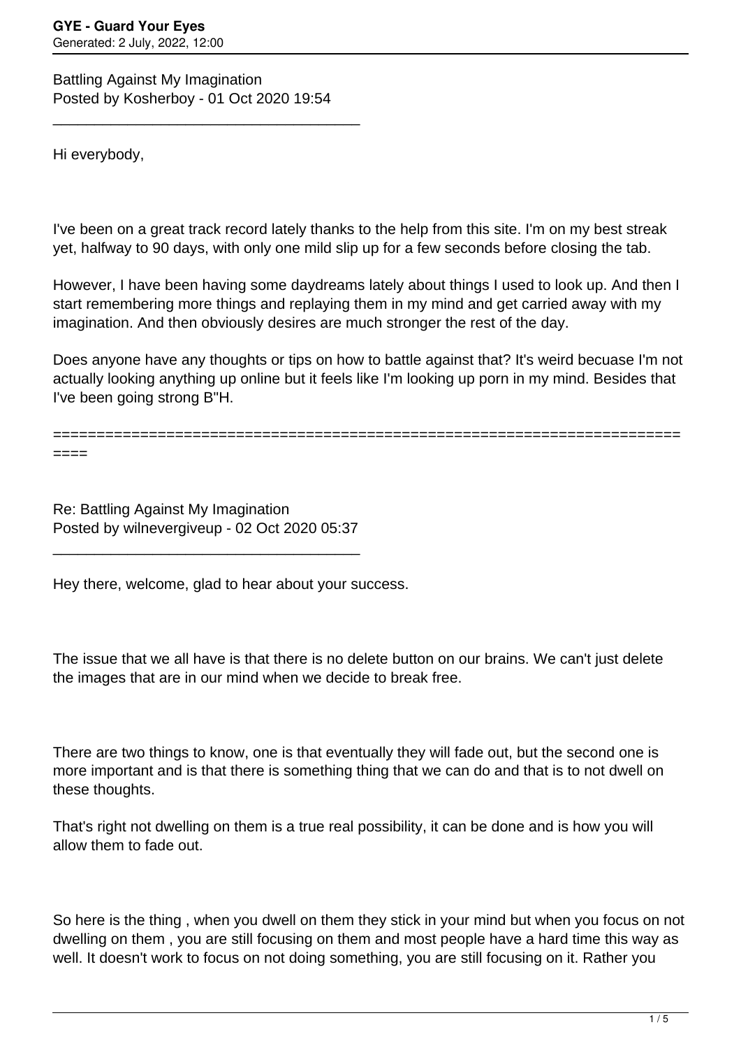Battling Against My Imagination
Posted by Kosherboy - 01 Oct 2020 19:54

_____________________________________

Hi everybody,

I've been on a great track record lately thanks to the help from this site. I'm on my best streak yet, halfway to 90 days, with only one mild slip up for a few seconds before closing the tab.

However, I have been having some daydreams lately about things I used to look up. And then I start remembering more things and replaying them in my mind and get carried away with my imagination. And then obviously desires are much stronger the rest of the day.

Does anyone have any thoughts or tips on how to battle against that? It's weird becuase I'm not actually looking anything up online but it feels like I'm looking up porn in my mind. Besides that I've been going strong B"H.

========================================================================

Re: Battling Against My Imagination
Posted by wilnevergiveup - 02 Oct 2020 05:37

_____________________________________

Hey there, welcome, glad to hear about your success.

The issue that we all have is that there is no delete button on our brains. We can't just delete the images that are in our mind when we decide to break free.

There are two things to know, one is that eventually they will fade out, but the second one is more important and is that there is something thing that we can do and that is to not dwell on these thoughts.

That's right not dwelling on them is a true real possibility, it can be done and is how you will allow them to fade out.

So here is the thing , when you dwell on them they stick in your mind but when you focus on not dwelling on them , you are still focusing on them and most people have a hard time this way as well. It doesn't work to focus on not doing something, you are still focusing on it. Rather you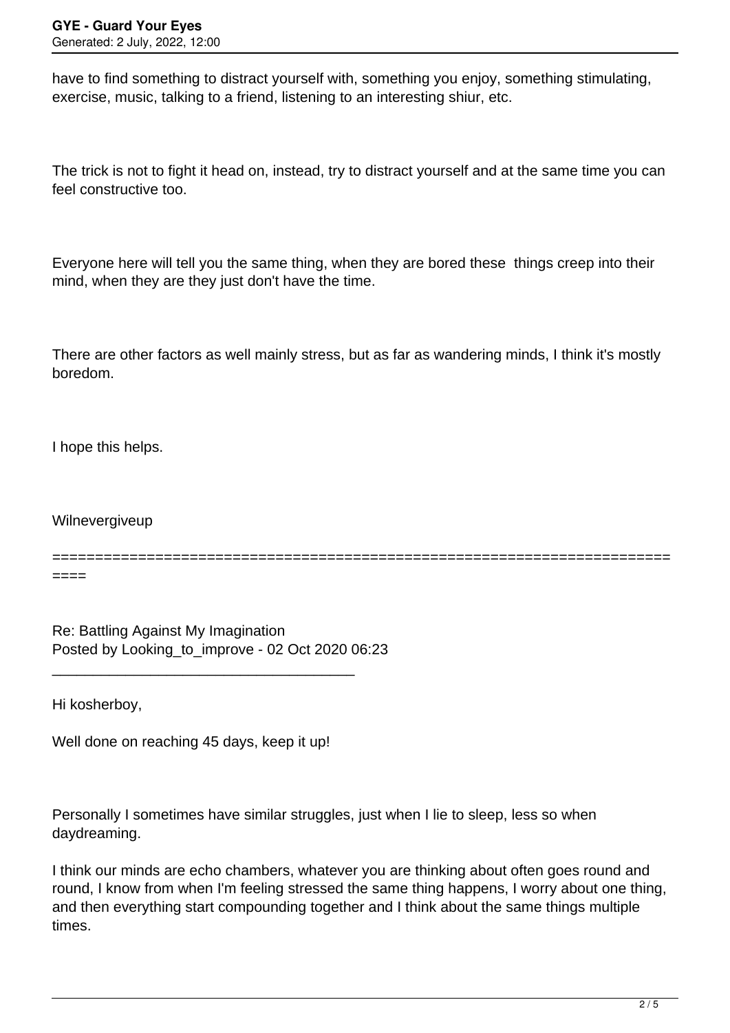have to find something to distract yourself with, something you enjoy, something stimulating, exercise, music, talking to a friend, listening to an interesting shiur, etc.

The trick is not to fight it head on, instead, try to distract yourself and at the same time you can feel constructive too.

Everyone here will tell you the same thing, when they are bored these  things creep into their mind, when they are they just don't have the time.

There are other factors as well mainly stress, but as far as wandering minds, I think it's mostly boredom.

I hope this helps.

Wilnevergiveup

============================================================================

Re: Battling Against My Imagination
Posted by Looking_to_improve - 02 Oct 2020 06:23

_____________________________________

Hi kosherboy,

Well done on reaching 45 days, keep it up!

Personally I sometimes have similar struggles, just when I lie to sleep, less so when daydreaming.

I think our minds are echo chambers, whatever you are thinking about often goes round and round, I know from when I'm feeling stressed the same thing happens, I worry about one thing, and then everything start compounding together and I think about the same things multiple times.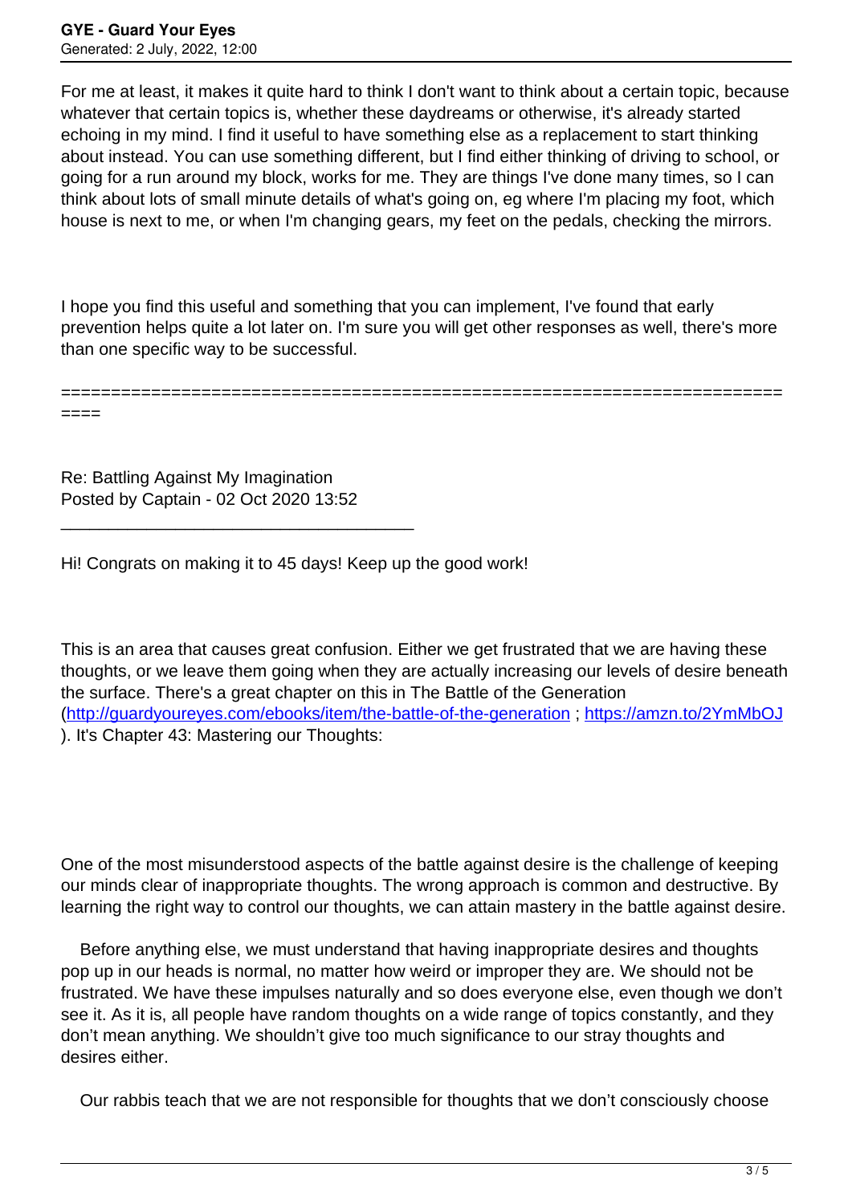For me at least, it makes it quite hard to think I don't want to think about a certain topic, because whatever that certain topics is, whether these daydreams or otherwise, it's already started echoing in my mind. I find it useful to have something else as a replacement to start thinking about instead. You can use something different, but I find either thinking of driving to school, or going for a run around my block, works for me. They are things I've done many times, so I can think about lots of small minute details of what's going on, eg where I'm placing my foot, which house is next to me, or when I'm changing gears, my feet on the pedals, checking the mirrors.

I hope you find this useful and something that you can implement, I've found that early prevention helps quite a lot later on. I'm sure you will get other responses as well, there's more than one specific way to be successful.

============================================================================

Re: Battling Against My Imagination
Posted by Captain - 02 Oct 2020 13:52

---

Hi! Congrats on making it to 45 days! Keep up the good work!

This is an area that causes great confusion. Either we get frustrated that we are having these thoughts, or we leave them going when they are actually increasing our levels of desire beneath the surface. There's a great chapter on this in The Battle of the Generation (http://guardyoureyes.com/ebooks/item/the-battle-of-the-generation ; https://amzn.to/2YmMbOJ ). It's Chapter 43: Mastering our Thoughts:

One of the most misunderstood aspects of the battle against desire is the challenge of keeping our minds clear of inappropriate thoughts. The wrong approach is common and destructive. By learning the right way to control our thoughts, we can attain mastery in the battle against desire.

Before anything else, we must understand that having inappropriate desires and thoughts pop up in our heads is normal, no matter how weird or improper they are. We should not be frustrated. We have these impulses naturally and so does everyone else, even though we don't see it. As it is, all people have random thoughts on a wide range of topics constantly, and they don't mean anything. We shouldn't give too much significance to our stray thoughts and desires either.

Our rabbis teach that we are not responsible for thoughts that we don't consciously choose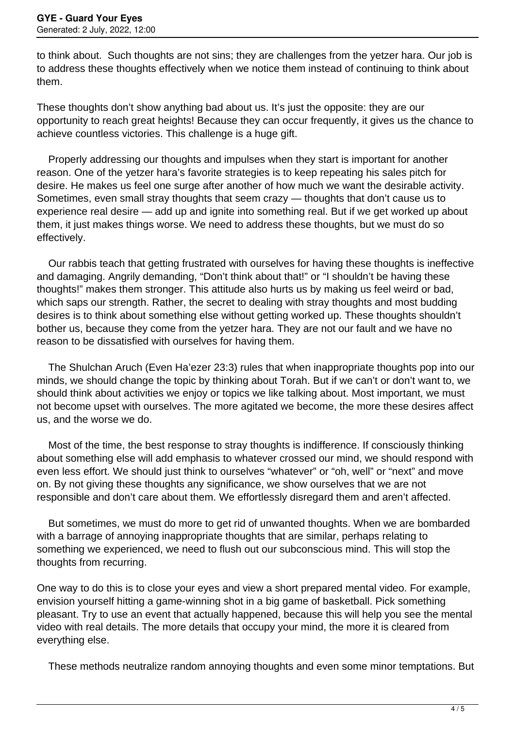to think about. Such thoughts are not sins; they are challenges from the yetzer hara. Our job is to address these thoughts effectively when we notice them instead of continuing to think about them.

These thoughts don't show anything bad about us. It's just the opposite: they are our opportunity to reach great heights! Because they can occur frequently, it gives us the chance to achieve countless victories. This challenge is a huge gift.

Properly addressing our thoughts and impulses when they start is important for another reason. One of the yetzer hara's favorite strategies is to keep repeating his sales pitch for desire. He makes us feel one surge after another of how much we want the desirable activity. Sometimes, even small stray thoughts that seem crazy — thoughts that don't cause us to experience real desire — add up and ignite into something real. But if we get worked up about them, it just makes things worse. We need to address these thoughts, but we must do so effectively.

Our rabbis teach that getting frustrated with ourselves for having these thoughts is ineffective and damaging. Angrily demanding, "Don't think about that!" or "I shouldn't be having these thoughts!" makes them stronger. This attitude also hurts us by making us feel weird or bad, which saps our strength. Rather, the secret to dealing with stray thoughts and most budding desires is to think about something else without getting worked up. These thoughts shouldn't bother us, because they come from the yetzer hara. They are not our fault and we have no reason to be dissatisfied with ourselves for having them.

The Shulchan Aruch (Even Ha'ezer 23:3) rules that when inappropriate thoughts pop into our minds, we should change the topic by thinking about Torah. But if we can't or don't want to, we should think about activities we enjoy or topics we like talking about. Most important, we must not become upset with ourselves. The more agitated we become, the more these desires affect us, and the worse we do.

Most of the time, the best response to stray thoughts is indifference. If consciously thinking about something else will add emphasis to whatever crossed our mind, we should respond with even less effort. We should just think to ourselves "whatever" or "oh, well" or "next" and move on. By not giving these thoughts any significance, we show ourselves that we are not responsible and don't care about them. We effortlessly disregard them and aren't affected.

But sometimes, we must do more to get rid of unwanted thoughts. When we are bombarded with a barrage of annoying inappropriate thoughts that are similar, perhaps relating to something we experienced, we need to flush out our subconscious mind. This will stop the thoughts from recurring.

One way to do this is to close your eyes and view a short prepared mental video. For example, envision yourself hitting a game-winning shot in a big game of basketball. Pick something pleasant. Try to use an event that actually happened, because this will help you see the mental video with real details. The more details that occupy your mind, the more it is cleared from everything else.

These methods neutralize random annoying thoughts and even some minor temptations. But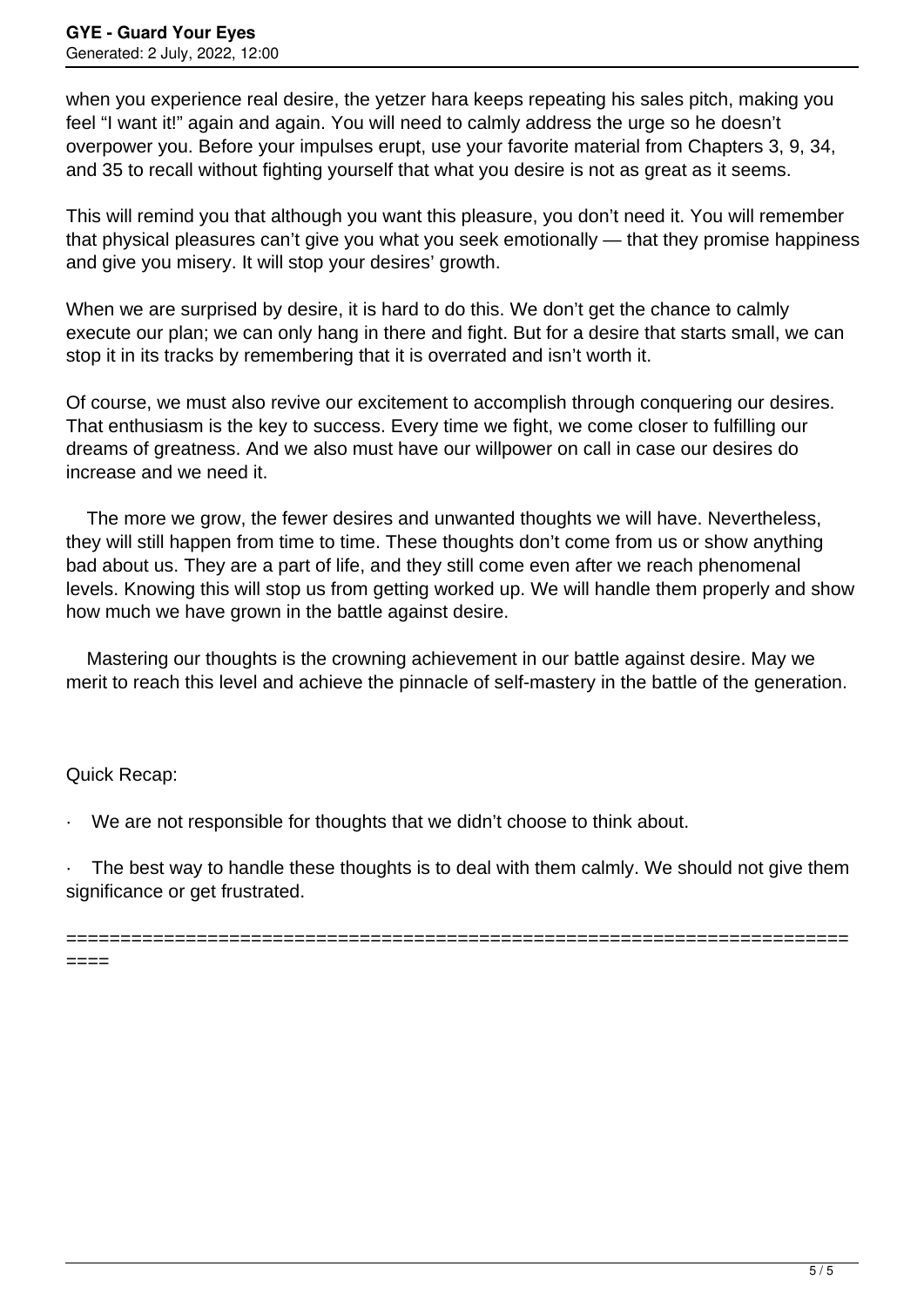when you experience real desire, the yetzer hara keeps repeating his sales pitch, making you feel "I want it!" again and again. You will need to calmly address the urge so he doesn't overpower you. Before your impulses erupt, use your favorite material from Chapters 3, 9, 34, and 35 to recall without fighting yourself that what you desire is not as great as it seems.

This will remind you that although you want this pleasure, you don't need it. You will remember that physical pleasures can't give you what you seek emotionally — that they promise happiness and give you misery. It will stop your desires' growth.

When we are surprised by desire, it is hard to do this. We don't get the chance to calmly execute our plan; we can only hang in there and fight. But for a desire that starts small, we can stop it in its tracks by remembering that it is overrated and isn't worth it.

Of course, we must also revive our excitement to accomplish through conquering our desires. That enthusiasm is the key to success. Every time we fight, we come closer to fulfilling our dreams of greatness. And we also must have our willpower on call in case our desires do increase and we need it.

The more we grow, the fewer desires and unwanted thoughts we will have. Nevertheless, they will still happen from time to time. These thoughts don't come from us or show anything bad about us. They are a part of life, and they still come even after we reach phenomenal levels. Knowing this will stop us from getting worked up. We will handle them properly and show how much we have grown in the battle against desire.

Mastering our thoughts is the crowning achievement in our battle against desire. May we merit to reach this level and achieve the pinnacle of self-mastery in the battle of the generation.

Quick Recap:

- We are not responsible for thoughts that we didn't choose to think about.
- The best way to handle these thoughts is to deal with them calmly. We should not give them significance or get frustrated.

============================================================================